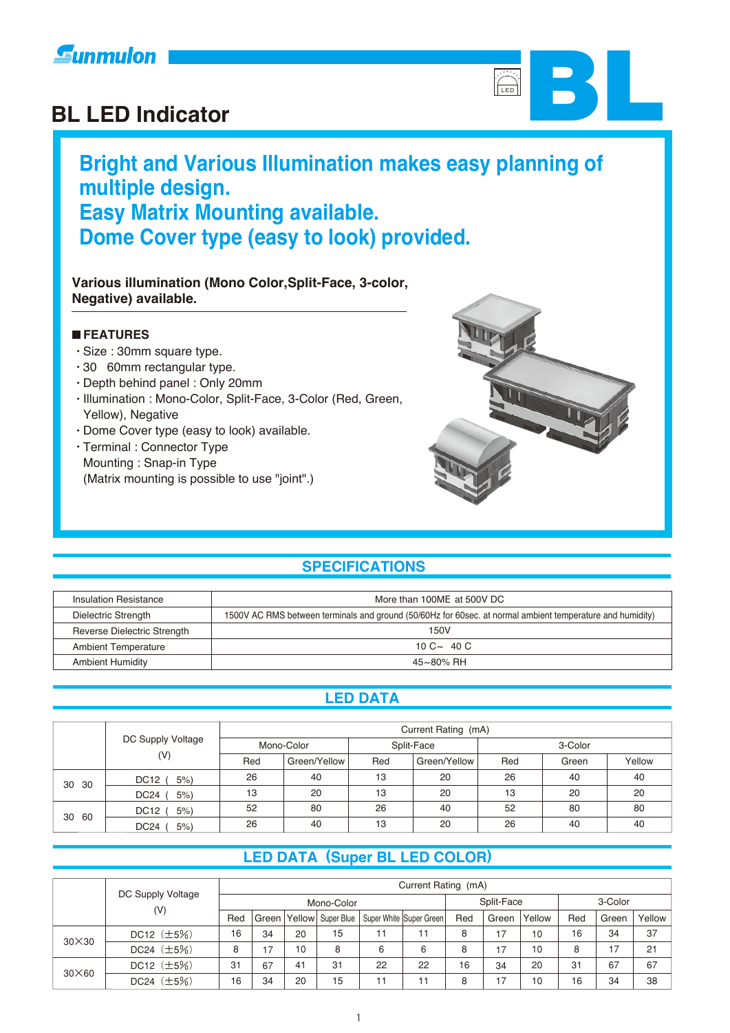# BL LED Indicator

## Bright and Various Illumination makes easy planning of multiple design.
## Easy Matrix Mounting available.
## Dome Cover type (easy to look) provided.

**Various illumination (Mono Color,Split-Face, 3-color, Negative) available.**

### ■ FEATURES

- Size : 30mm square type.
- 30 60mm rectangular type.
- Depth behind panel : Only 20mm
- Illumination : Mono-Color, Split-Face, 3-Color (Red, Green, Yellow), Negative
- Dome Cover type (easy to look) available.
- Terminal : Connector Type
  Mounting : Snap-in Type
  (Matrix mounting is possible to use "joint".)

## SPECIFICATIONS

| | |
|---|---|
| Insulation Resistance | More than 100ME at 500V DC |
| Dielectric Strength | 1500V AC RMS between terminals and ground (50/60Hz for 60sec. at normal ambient temperature and humidity) |
| Reverse Dielectric Strength | 150V |
| Ambient Temperature | 10 C~ 40 C |
| Ambient Humidity | 45~80% RH |

## LED DATA

| | DC Supply Voltage (V) | Current Rating (mA) | | | | | | |
|---|---|---|---|---|---|---|---|---|
| | | Mono-Color | | Split-Face | | 3-Color | | |
| | | Red | Green/Yellow | Red | Green/Yellow | Red | Green | Yellow |
| 30 30 | DC12 ( 5%) | 26 | 40 | 13 | 20 | 26 | 40 | 40 |
| | DC24 ( 5%) | 13 | 20 | 13 | 20 | 13 | 20 | 20 |
| 30 60 | DC12 ( 5%) | 52 | 80 | 26 | 40 | 52 | 80 | 80 |
| | DC24 ( 5%) | 26 | 40 | 13 | 20 | 26 | 40 | 40 |

## LED DATA（Super BL LED COLOR）

| | DC Supply Voltage (V) | Current Rating (mA) | | | | | | | | | | | |
|---|---|---|---|---|---|---|---|---|---|---|---|---|---|
| | | Mono-Color | | | | | | Split-Face | | | 3-Color | | |
| | | Red | Green | Yellow | Super Blue | Super White | Super Green | Red | Green | Yellow | Red | Green | Yellow |
| 30×30 | DC12（±5%） | 16 | 34 | 20 | 15 | 11 | 11 | 8 | 17 | 10 | 16 | 34 | 37 |
| | DC24（±5%） | 8 | 17 | 10 | 8 | 6 | 6 | 8 | 17 | 10 | 8 | 17 | 21 |
| 30×60 | DC12（±5%） | 31 | 67 | 41 | 31 | 22 | 22 | 16 | 34 | 20 | 31 | 67 | 67 |
| | DC24（±5%） | 16 | 34 | 20 | 15 | 11 | 11 | 8 | 17 | 10 | 16 | 34 | 38 |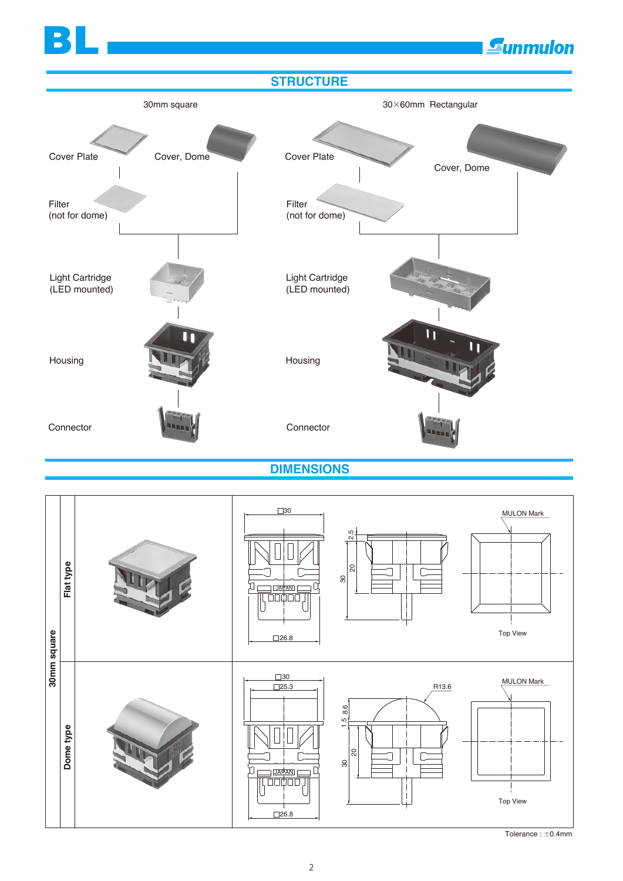## STRUCTURE

30mm square

Cover Plate

Cover, Dome

Filter
(not for dome)

Light Cartridge
(LED mounted)

Housing

Connector

30×60mm Rectangular

Cover Plate

Cover, Dome

Filter
(not for dome)

Light Cartridge
(LED mounted)

Housing

Connector

## DIMENSIONS

30mm square

Flat type

□30

2.5

20

30

JAPAN

□26.8

MULON Mark

Top View

Dome type

□30

□25.3

R13.6

1.5 8.6

20

30

JAPAN

□26.8

MULON Mark

Top View

Tolerance : ±0.4mm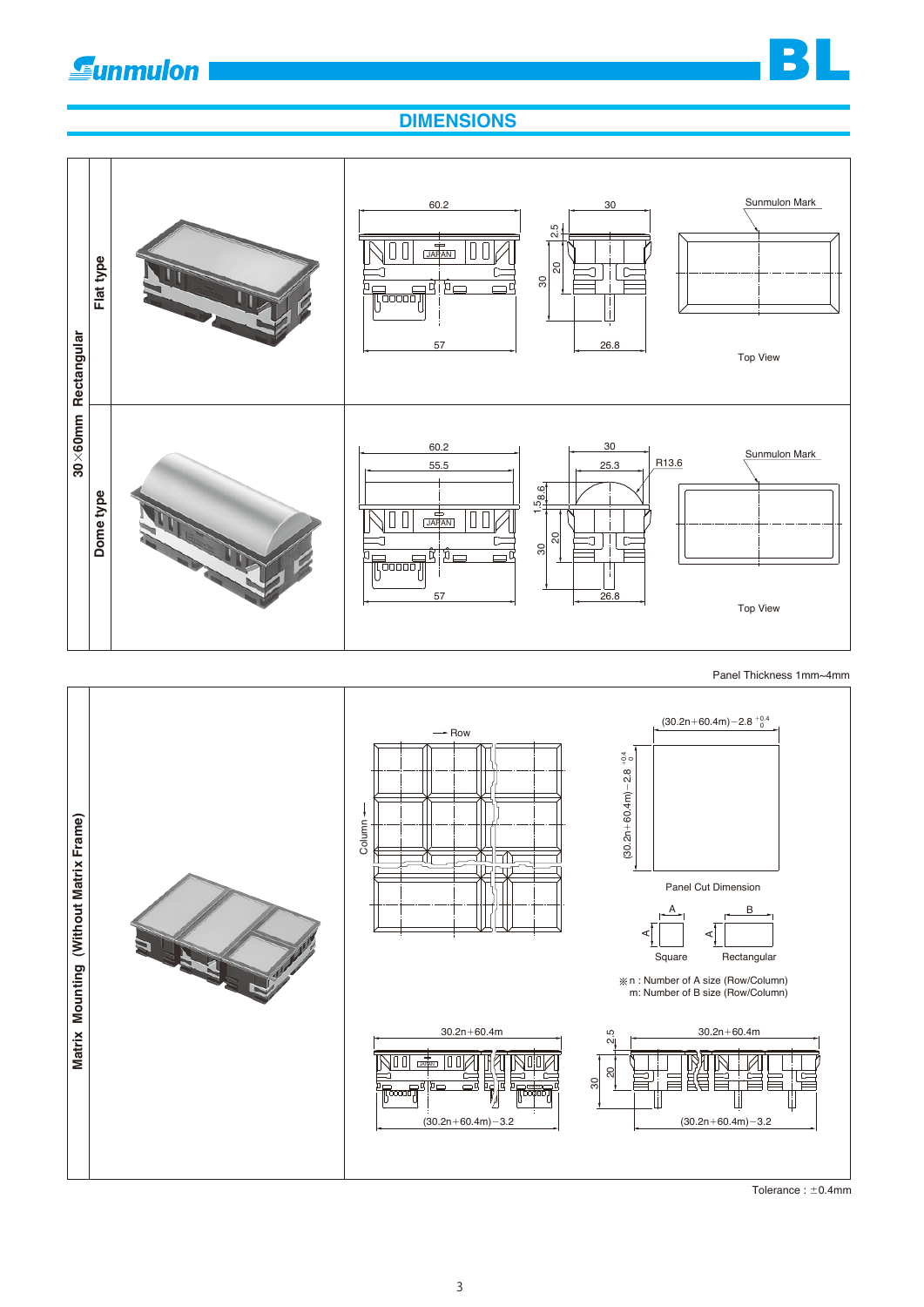## DIMENSIONS

### 30×60mm Rectangular

#### Flat type

60.2

57

30

26.8

2.5

20

30

JAPAN

Sunmulon Mark

Top View

#### Dome type

60.2

55.5

57

30

25.3

R13.6

26.8

1.5

8.6

20

30

JAPAN

Sunmulon Mark

Top View

Panel Thickness 1mm~4mm

### Matrix Mounting (Without Matrix Frame)

Row

Column

$(30.2n+60.4m)-2.8^{+0.4}_{0}$

$(30.2n+60.4m)-2.8^{+0.4}_{0}$

Panel Cut Dimension

A — Square

A, B — Rectangular

※n : Number of A size (Row/Column)
m: Number of B size (Row/Column)

$30.2n+60.4m$

$(30.2n+60.4m)-3.2$

2.5

20

30

$30.2n+60.4m$

$(30.2n+60.4m)-3.2$

Tolerance : ±0.4mm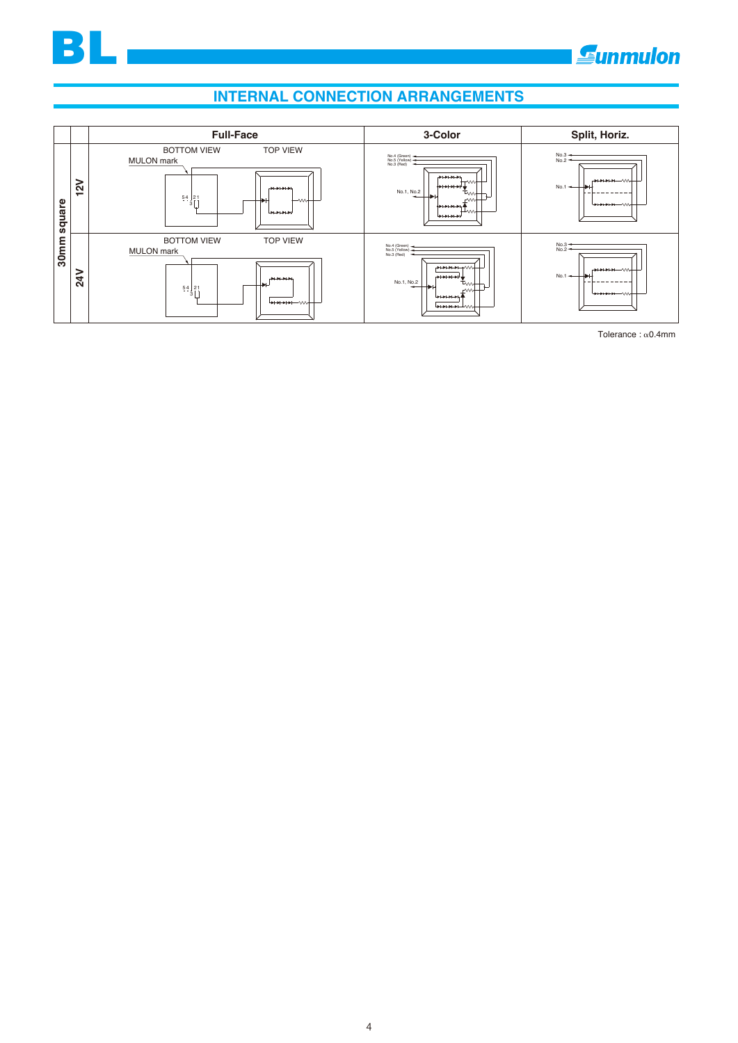## INTERNAL CONNECTION ARRANGEMENTS

| | | Full-Face | 3-Color | Split, Horiz. |
|---|---|---|---|---|
| 30mm square | 12V | BOTTOM VIEW<br>MULON mark<br>5 4 3 2 1<br>TOP VIEW | No.4 (Green)<br>No.5 (Yellow)<br>No.3 (Red)<br>No.1, No.2 | No.3<br>No.2<br>No.1 |
| | 24V | BOTTOM VIEW<br>MULON mark<br>5 4 3 2 1<br>TOP VIEW | No.4 (Green)<br>No.5 (Yellow)<br>No.3 (Red)<br>No.1, No.2 | No.3<br>No.2<br>No.1 |

Tolerance : α0.4mm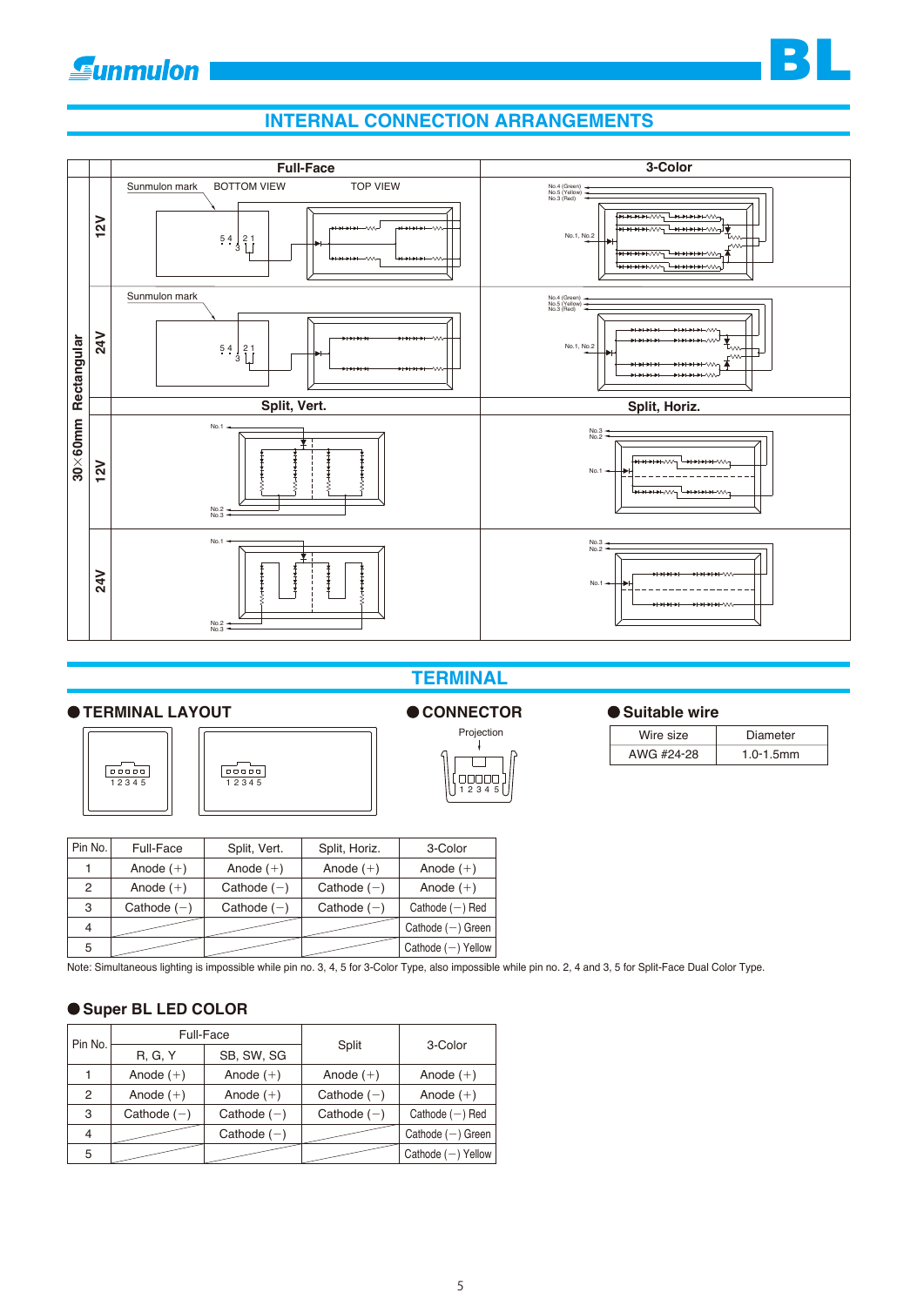## INTERNAL CONNECTION ARRANGEMENTS

30×60mm Rectangular

| | Full-Face | 3-Color |
|---|---|---|
| 12V | Sunmulon mark, BOTTOM VIEW, TOP VIEW, 5 4 3 2 1 | No.4 (Green), No.5 (Yellow), No.3 (Red), No.1, No.2 |
| 24V | Sunmulon mark, 5 4 3 2 1 | No.4 (Green), No.5 (Yellow), No.3 (Red), No.1, No.2 |
| | **Split, Vert.** | **Split, Horiz.** |
| 12V | No.1, No.2, No.3 | No.3, No.2, No.1 |
| 24V | No.1, No.2, No.3 | No.3, No.2, No.1 |

## TERMINAL

### ● TERMINAL LAYOUT

1 2 3 4 5

### ● CONNECTOR

Projection

1 2 3 4 5

### ● Suitable wire

| Wire size | Diameter |
|---|---|
| AWG #24-28 | 1.0-1.5mm |

| Pin No. | Full-Face | Split, Vert. | Split, Horiz. | 3-Color |
|---|---|---|---|---|
| 1 | Anode (+) | Anode (+) | Anode (+) | Anode (+) |
| 2 | Anode (+) | Cathode (−) | Cathode (−) | Anode (+) |
| 3 | Cathode (−) | Cathode (−) | Cathode (−) | Cathode (−) Red |
| 4 | | | | Cathode (−) Green |
| 5 | | | | Cathode (−) Yellow |

Note: Simultaneous lighting is impossible while pin no. 3, 4, 5 for 3-Color Type, also impossible while pin no. 2, 4 and 3, 5 for Split-Face Dual Color Type.

### ● Super BL LED COLOR

| Pin No. | Full-Face | | Split | 3-Color |
|---|---|---|---|---|
| | R, G, Y | SB, SW, SG | | |
| 1 | Anode (+) | Anode (+) | Anode (+) | Anode (+) |
| 2 | Anode (+) | Anode (+) | Cathode (−) | Anode (+) |
| 3 | Cathode (−) | Cathode (−) | Cathode (−) | Cathode (−) Red |
| 4 | | Cathode (−) | | Cathode (−) Green |
| 5 | | | | Cathode (−) Yellow |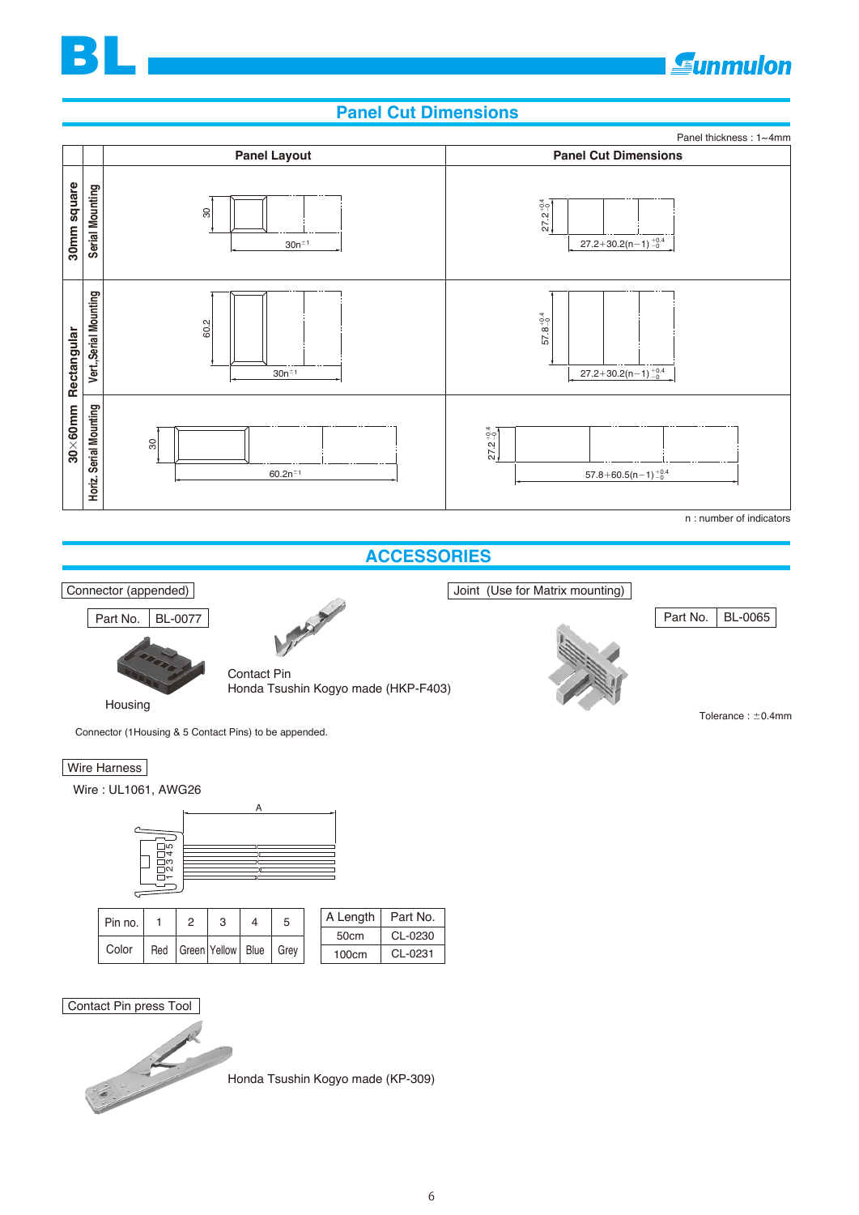## Panel Cut Dimensions

Panel thickness : 1~4mm

| | | Panel Layout | Panel Cut Dimensions |
|---|---|---|---|
| 30mm square | Serial Mounting | 30; $30n^{\pm1}$ | $27.2^{+0.4}_{-0}$; $27.2+30.2(n-1)^{+0.4}_{-0}$ |
| 30×60mm Rectangular | Vert.,Serial Mounting | 60.2; $30n^{\pm1}$ | $57.8^{+0.4}_{-0}$; $27.2+30.2(n-1)^{+0.4}_{-0}$ |
| | Horiz. Serial Mounting | 30; $60.2n^{\pm1}$ | $27.2^{+0.4}_{-0}$; $57.8+60.5(n-1)^{+0.4}_{-0}$ |

n : number of indicators

## ACCESSORIES

### Connector (appended)

| Part No. | BL-0077 |
|---|---|

Housing

Contact Pin
Honda Tsushin Kogyo made (HKP-F403)

Connector (1Housing & 5 Contact Pins) to be appended.

### Joint (Use for Matrix mounting)

| Part No. | BL-0065 |
|---|---|

Tolerance : ±0.4mm

### Wire Harness

Wire : UL1061, AWG26

A

| Pin no. | 1 | 2 | 3 | 4 | 5 |
|---|---|---|---|---|---|
| Color | Red | Green | Yellow | Blue | Grey |

| A Length | Part No. |
|---|---|
| 50cm | CL-0230 |
| 100cm | CL-0231 |

### Contact Pin press Tool

Honda Tsushin Kogyo made (KP-309)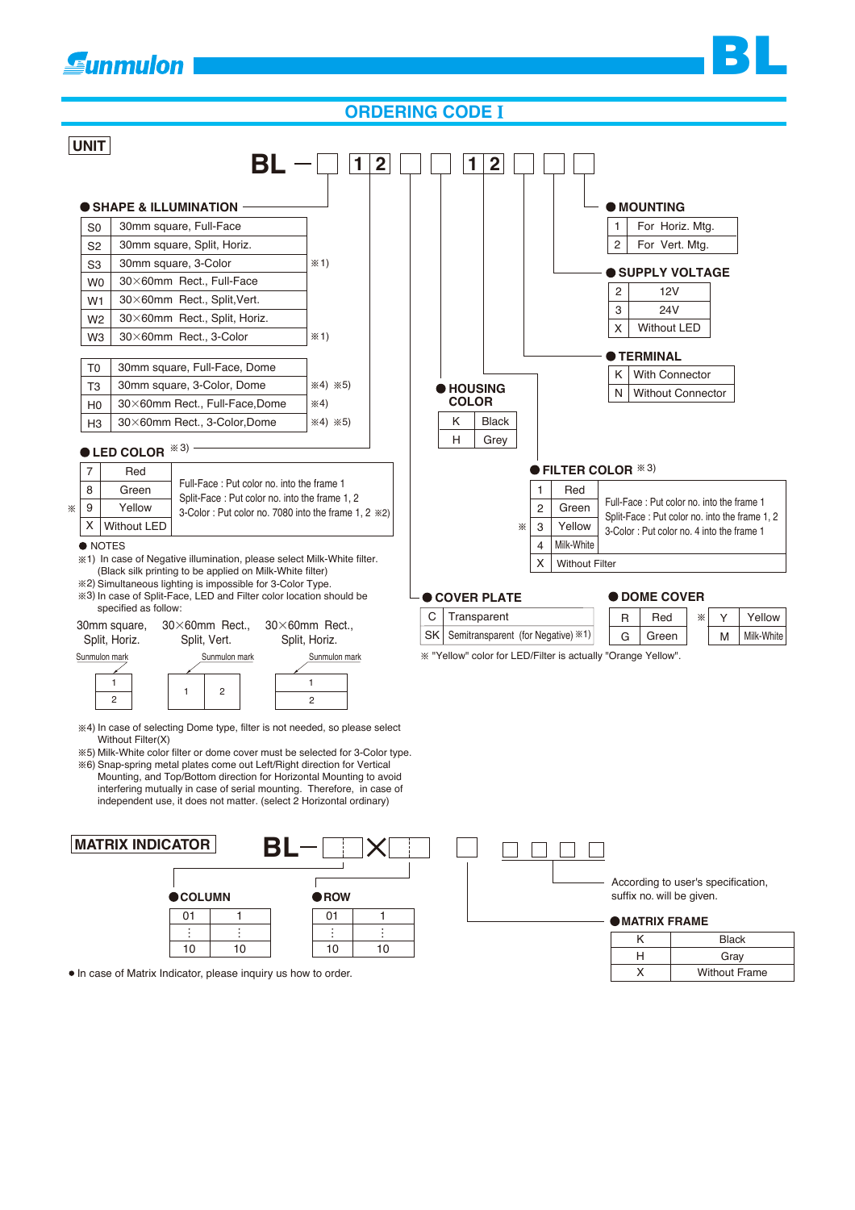## ORDERING CODE I

### UNIT

**BL – □ 1 2 □ □ 1 2 □ □ □**

#### ● SHAPE & ILLUMINATION

| Code | Description | Note |
|---|---|---|
| S0 | 30mm square, Full-Face | |
| S2 | 30mm square, Split, Horiz. | |
| S3 | 30mm square, 3-Color | ※1) |
| W0 | 30×60mm Rect., Full-Face | |
| W1 | 30×60mm Rect., Split,Vert. | |
| W2 | 30×60mm Rect., Split, Horiz. | |
| W3 | 30×60mm Rect., 3-Color | ※1) |

| Code | Description | Note |
|---|---|---|
| T0 | 30mm square, Full-Face, Dome | |
| T3 | 30mm square, 3-Color, Dome | ※4) ※5) |
| H0 | 30×60mm Rect., Full-Face,Dome | ※4) |
| H3 | 30×60mm Rect., 3-Color,Dome | ※4) ※5) |

#### ● LED COLOR ※3)

| Code | Color |
|---|---|
| 7 | Red |
| 8 | Green |
| ※ 9 | Yellow |
| X | Without LED |

Full-Face : Put color no. into the frame 1
Split-Face : Put color no. into the frame 1, 2
3-Color : Put color no. 7080 into the frame 1, 2 ※2)

#### ● HOUSING COLOR

| Code | Color |
|---|---|
| K | Black |
| H | Grey |

#### ● MOUNTING

| Code | Description |
|---|---|
| 1 | For Horiz. Mtg. |
| 2 | For Vert. Mtg. |

#### ● SUPPLY VOLTAGE

| Code | Voltage |
|---|---|
| 2 | 12V |
| 3 | 24V |
| X | Without LED |

#### ● TERMINAL

| Code | Description |
|---|---|
| K | With Connector |
| N | Without Connector |

#### ● FILTER COLOR ※3)

| Code | Color |
|---|---|
| 1 | Red |
| 2 | Green |
| ※ 3 | Yellow |
| 4 | Milk-White |
| X | Without Filter |

Full-Face : Put color no. into the frame 1
Split-Face : Put color no. into the frame 1, 2
3-Color : Put color no. 4 into the frame 1

#### ● COVER PLATE

| Code | Description |
|---|---|
| C | Transparent |
| SK | Semitransparent (for Negative) ※1) |

#### ● DOME COVER

| Code | Color |
|---|---|
| R | Red |
| G | Green |
| ※ Y | Yellow |
| M | Milk-White |

※ "Yellow" color for LED/Filter is actually "Orange Yellow".

#### ● NOTES

※1) In case of Negative illumination, please select Milk-White filter. (Black silk printing to be applied on Milk-White filter)
※2) Simultaneous lighting is impossible for 3-Color Type.
※3) In case of Split-Face, LED and Filter color location should be specified as follow:

| 30mm square, Split, Horiz. | 30×60mm Rect., Split, Vert. | 30×60mm Rect., Split, Horiz. |
|---|---|---|
| Sunmulon mark: 1 (top) / 2 (bottom) | Sunmulon mark: 1 (left) / 2 (right) | Sunmulon mark: 1 (top) / 2 (bottom) |

※4) In case of selecting Dome type, filter is not needed, so please select Without Filter(X)
※5) Milk-White color filter or dome cover must be selected for 3-Color type.
※6) Snap-spring metal plates come out Left/Right direction for Vertical Mounting, and Top/Bottom direction for Horizontal Mounting to avoid interfering mutually in case of serial mounting. Therefore, in case of independent use, it does not matter. (select 2 Horizontal ordinary)

### MATRIX INDICATOR

**BL– □□ × □□ □ □□□□**

#### ● COLUMN

| Code | Value |
|---|---|
| 01 | 1 |
| ⋮ | ⋮ |
| 10 | 10 |

#### ● ROW

| Code | Value |
|---|---|
| 01 | 1 |
| ⋮ | ⋮ |
| 10 | 10 |

#### ● MATRIX FRAME

| Code | Description |
|---|---|
| K | Black |
| H | Gray |
| X | Without Frame |

According to user's specification, suffix no. will be given.

- In case of Matrix Indicator, please inquiry us how to order.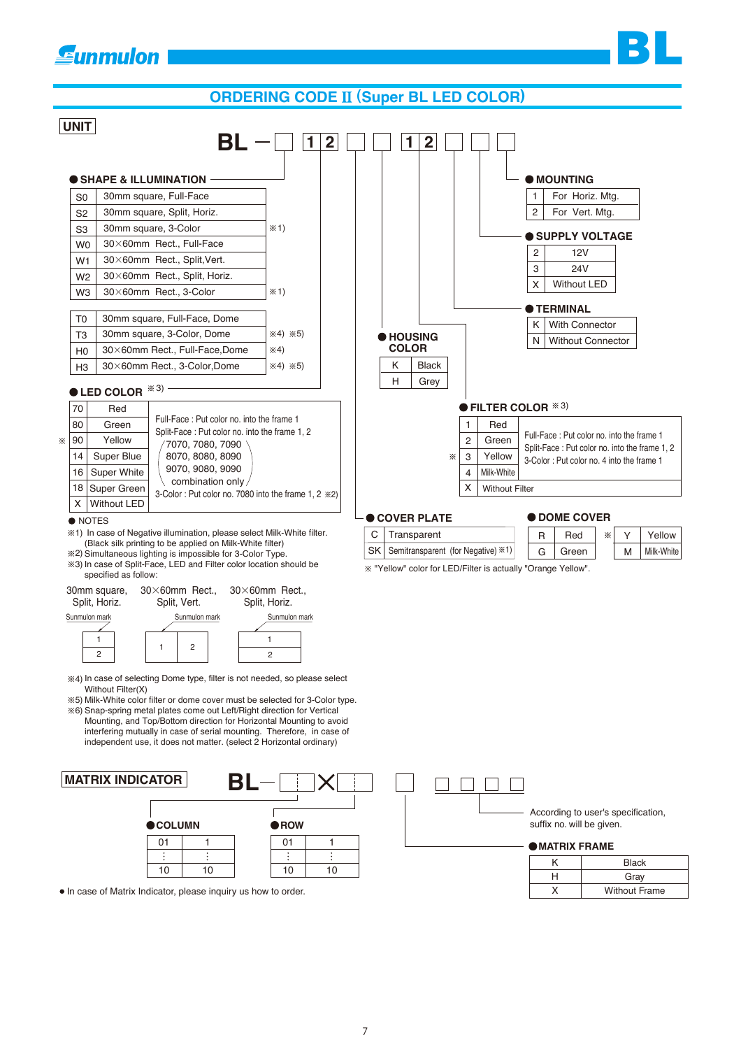## ORDERING CODE II (Super BL LED COLOR)

**UNIT**

**BL − □ 1 2 □ □ 1 2 □ □ □**

### ● SHAPE & ILLUMINATION

| | | |
|---|---|---|
| S0 | 30mm square, Full-Face | |
| S2 | 30mm square, Split, Horiz. | |
| S3 | 30mm square, 3-Color | ※1) |
| W0 | 30×60mm Rect., Full-Face | |
| W1 | 30×60mm Rect., Split,Vert. | |
| W2 | 30×60mm Rect., Split, Horiz. | |
| W3 | 30×60mm Rect., 3-Color | ※1) |

| | | |
|---|---|---|
| T0 | 30mm square, Full-Face, Dome | |
| T3 | 30mm square, 3-Color, Dome | ※4) ※5) |
| H0 | 30×60mm Rect., Full-Face,Dome | ※4) |
| H3 | 30×60mm Rect., 3-Color,Dome | ※4) ※5) |

### ● LED COLOR ※3)

| | | |
|---|---|---|
| 70 | Red | |
| 80 | Green | |
| ※ 90 | Yellow | |
| 14 | Super Blue | |
| 16 | Super White | |
| 18 | Super Green | |
| X | Without LED | |

Full-Face : Put color no. into the frame 1
Split-Face : Put color no. into the frame 1, 2
(7070, 7080, 7090
8070, 8080, 8090
9070, 9080, 9090
combination only)
3-Color : Put color no. 7080 into the frame 1, 2 ※2)

### ● HOUSING COLOR

| | |
|---|---|
| K | Black |
| H | Grey |

### ● MOUNTING

| | |
|---|---|
| 1 | For Horiz. Mtg. |
| 2 | For Vert. Mtg. |

### ● SUPPLY VOLTAGE

| | |
|---|---|
| 2 | 12V |
| 3 | 24V |
| X | Without LED |

### ● TERMINAL

| | |
|---|---|
| K | With Connector |
| N | Without Connector |

### ● FILTER COLOR ※3)

| | |
|---|---|
| 1 | Red |
| 2 | Green |
| ※ 3 | Yellow |
| 4 | Milk-White |
| X | Without Filter |

Full-Face : Put color no. into the frame 1
Split-Face : Put color no. into the frame 1, 2
3-Color : Put color no. 4 into the frame 1

### ● COVER PLATE

| | |
|---|---|
| C | Transparent |
| SK | Semitransparent (for Negative) ※1) |

### ● DOME COVER

| | |
|---|---|
| R | Red |
| G | Green |
| ※ Y | Yellow |
| M | Milk-White |

※ "Yellow" color for LED/Filter is actually "Orange Yellow".

### ● NOTES

※1) In case of Negative illumination, please select Milk-White filter.
(Black silk printing to be applied on Milk-White filter)
※2) Simultaneous lighting is impossible for 3-Color Type.
※3) In case of Split-Face, LED and Filter color location should be specified as follow:

30mm square, Split, Horiz. — Sunmulon mark — 1 (top) / 2 (bottom)
30×60mm Rect., Split, Vert. — Sunmulon mark — 1 (left) / 2 (right)
30×60mm Rect., Split, Horiz. — Sunmulon mark — 1 (top) / 2 (bottom)

※4) In case of selecting Dome type, filter is not needed, so please select Without Filter(X)
※5) Milk-White color filter or dome cover must be selected for 3-Color type.
※6) Snap-spring metal plates come out Left/Right direction for Vertical Mounting, and Top/Bottom direction for Horizontal Mounting to avoid interfering mutually in case of serial mounting. Therefore, in case of independent use, it does not matter. (select 2 Horizontal ordinary)

**MATRIX INDICATOR**

**BL − □□ × □□ □ □ □ □ □**

### ● COLUMN

| | |
|---|---|
| 01 | 1 |
| ⋮ | ⋮ |
| 10 | 10 |

### ● ROW

| | |
|---|---|
| 01 | 1 |
| ⋮ | ⋮ |
| 10 | 10 |

According to user's specification, suffix no. will be given.

### ● MATRIX FRAME

| | |
|---|---|
| K | Black |
| H | Gray |
| X | Without Frame |

● In case of Matrix Indicator, please inquiry us how to order.